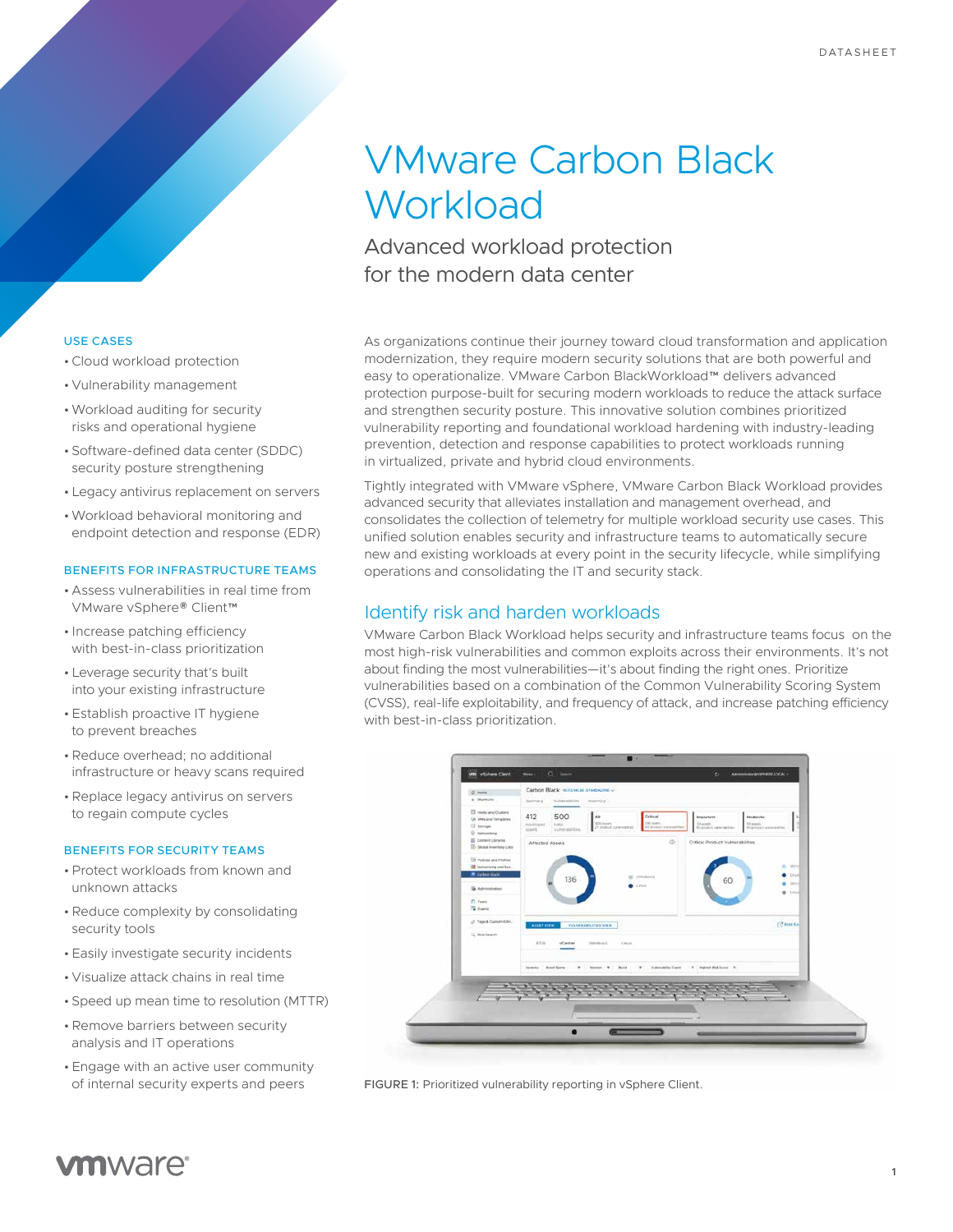DATASHEET

# VMware Carbon Black Workload

## Advanced workload protection for the modern data center

As organizations continue their journey toward cloud transformation and application modernization, they require modern security solutions that are both powerful and easy to operationalize. VMware Carbon BlackWorkload™ delivers advanced protection purpose-built for securing modern workloads to reduce the attack surface and strengthen security posture. This innovative solution combines prioritized vulnerability reporting and foundational workload hardening with industry-leading prevention, detection and response capabilities to protect workloads running in virtualized, private and hybrid cloud environments.

Tightly integrated with VMware vSphere, VMware Carbon Black Workload provides advanced security that alleviates installation and management overhead, and consolidates the collection of telemetry for multiple workload security use cases. This unified solution enables security and infrastructure teams to automatically secure new and existing workloads at every point in the security lifecycle, while simplifying operations and consolidating the IT and security stack.

## Identify risk and harden workloads

VMware Carbon Black Workload helps security and infrastructure teams focus on the most high-risk vulnerabilities and common exploits across their environments. It's not about finding the most vulnerabilities—it's about finding the right ones. Prioritize vulnerabilities based on a combination of the Common Vulnerability Scoring System (CVSS), real-life exploitability, and frequency of attack, and increase patching efficiency with best-in-class prioritization.

FIGURE 1: Prioritized vulnerability reporting in vSphere Client.

### USE CASES

- Cloud workload protection
- Vulnerability management
- Workload auditing for security risks and operational hygiene
- Software-defined data center (SDDC) security posture strengthening
- Legacy antivirus replacement on servers
- Workload behavioral monitoring and endpoint detection and response (EDR)

### BENEFITS FOR INFRASTRUCTURE TEAMS

- Assess vulnerabilities in real time from VMware vSphere® Client™
- Increase patching efficiency with best-in-class prioritization
- Leverage security that's built into your existing infrastructure
- Establish proactive IT hygiene to prevent breaches
- Reduce overhead; no additional infrastructure or heavy scans required
- Replace legacy antivirus on servers to regain compute cycles

### BENEFITS FOR SECURITY TEAMS

- Protect workloads from known and unknown attacks
- Reduce complexity by consolidating security tools
- Easily investigate security incidents
- Visualize attack chains in real time
- Speed up mean time to resolution (MTTR)
- Remove barriers between security analysis and IT operations
- Engage with an active user community of internal security experts and peers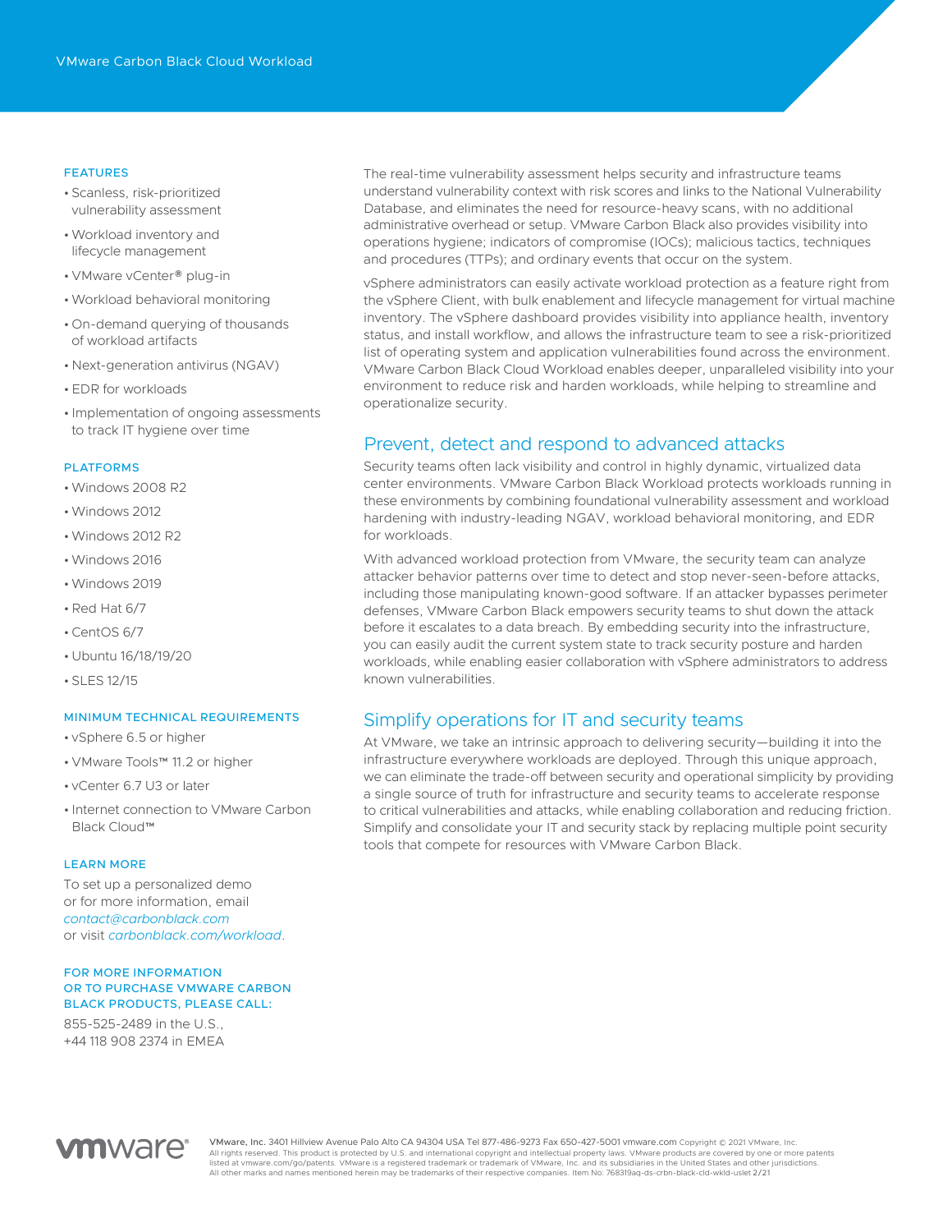## FEATURES

- Scanless, risk-prioritized vulnerability assessment
- Workload inventory and lifecycle management
- VMware vCenter® plug-in
- Workload behavioral monitoring
- On-demand querying of thousands of workload artifacts
- Next-generation antivirus (NGAV)
- EDR for workloads
- Implementation of ongoing assessments to track IT hygiene over time

## PLATFORMS

- Windows 2008 R2
- Windows 2012
- Windows 2012 R2
- Windows 2016
- Windows 2019
- Red Hat 6/7
- CentOS 6/7
- Ubuntu 16/18/19/20
- SLES 12/15

## MINIMUM TECHNICAL REQUIREMENTS

- vSphere 6.5 or higher
- VMware Tools™ 11.2 or higher
- vCenter 6.7 U3 or later
- Internet connection to VMware Carbon Black Cloud™

## LEARN MORE

To set up a personalized demo or for more information, email *contact@carbonblack.com* or visit *carbonblack.com/workload*.

## FOR MORE INFORMATION OR TO PURCHASE VMWARE CARBON BLACK PRODUCTS, PLEASE CALL:

855-525-2489 in the U.S.,
+44 118 908 2374 in EMEA

The real-time vulnerability assessment helps security and infrastructure teams understand vulnerability context with risk scores and links to the National Vulnerability Database, and eliminates the need for resource-heavy scans, with no additional administrative overhead or setup. VMware Carbon Black also provides visibility into operations hygiene; indicators of compromise (IOCs); malicious tactics, techniques and procedures (TTPs); and ordinary events that occur on the system.

vSphere administrators can easily activate workload protection as a feature right from the vSphere Client, with bulk enablement and lifecycle management for virtual machine inventory. The vSphere dashboard provides visibility into appliance health, inventory status, and install workflow, and allows the infrastructure team to see a risk-prioritized list of operating system and application vulnerabilities found across the environment. VMware Carbon Black Cloud Workload enables deeper, unparalleled visibility into your environment to reduce risk and harden workloads, while helping to streamline and operationalize security.

## Prevent, detect and respond to advanced attacks

Security teams often lack visibility and control in highly dynamic, virtualized data center environments. VMware Carbon Black Workload protects workloads running in these environments by combining foundational vulnerability assessment and workload hardening with industry-leading NGAV, workload behavioral monitoring, and EDR for workloads.

With advanced workload protection from VMware, the security team can analyze attacker behavior patterns over time to detect and stop never-seen-before attacks, including those manipulating known-good software. If an attacker bypasses perimeter defenses, VMware Carbon Black empowers security teams to shut down the attack before it escalates to a data breach. By embedding security into the infrastructure, you can easily audit the current system state to track security posture and harden workloads, while enabling easier collaboration with vSphere administrators to address known vulnerabilities.

## Simplify operations for IT and security teams

At VMware, we take an intrinsic approach to delivering security—building it into the infrastructure everywhere workloads are deployed. Through this unique approach, we can eliminate the trade-off between security and operational simplicity by providing a single source of truth for infrastructure and security teams to accelerate response to critical vulnerabilities and attacks, while enabling collaboration and reducing friction. Simplify and consolidate your IT and security stack by replacing multiple point security tools that compete for resources with VMware Carbon Black.

**VMware, Inc.** 3401 Hillview Avenue Palo Alto CA 94304 USA Tel 877-486-9273 Fax 650-427-5001 vmware.com Copyright © 2021 VMware, Inc. All rights reserved. This product is protected by U.S. and international copyright and intellectual property laws. VMware products are covered by one or more patents listed at vmware.com/go/patents. VMware is a registered trademark or trademark of VMware, Inc. and its subsidiaries in the United States and other jurisdictions. All other marks and names mentioned herein may be trademarks of their respective companies. Item No: 768319aq-ds-crbn-black-cld-wkld-uslet 2/21